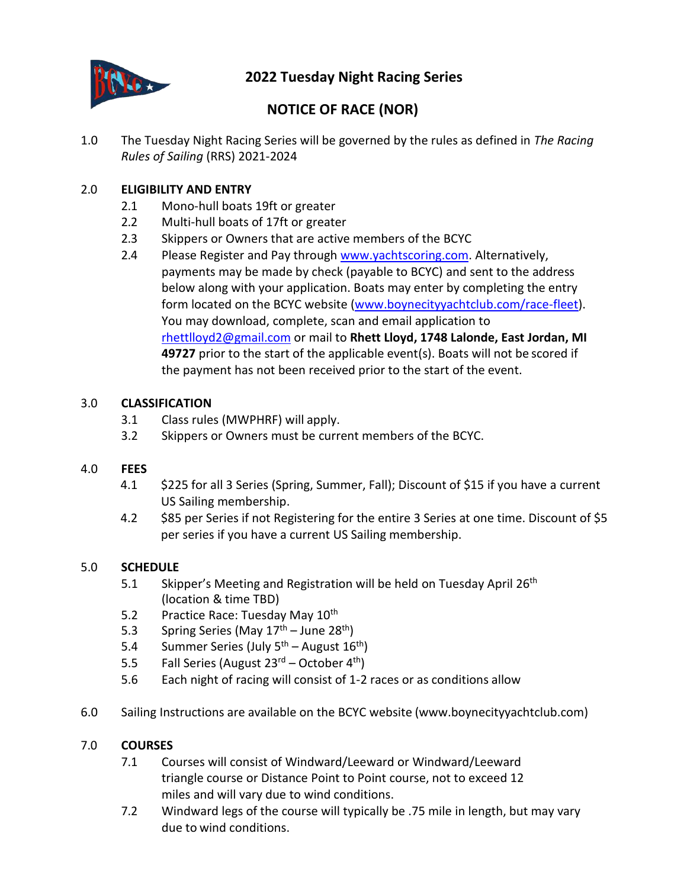# 2022 Tuesday Night Racing Series

## NOTICE OF RACE (NOR)

1.0 The Tuesday Night Racing Series will be governed by the rules as defined in *The Racing Rules of Sailing* (RRS) 2021-2024

2.0 **ELIGIBILITY AND ENTRY**

- 2.1 Mono-hull boats 19ft or greater
- 2.2 Multi-hull boats of 17ft or greater
- 2.3 Skippers or Owners that are active members of the BCYC
- 2.4 Please Register and Pay through www.yachtscoring.com. Alternatively, payments may be made by check (payable to BCYC) and sent to the address below along with your application. Boats may enter by completing the entry form located on the BCYC website (www.boynecityyachtclub.com/race-fleet). You may download, complete, scan and email application to rhettlloyd2@gmail.com or mail to **Rhett Lloyd, 1748 Lalonde, East Jordan, MI 49727** prior to the start of the applicable event(s). Boats will not be scored if the payment has not been received prior to the start of the event.

3.0 **CLASSIFICATION**

- 3.1 Class rules (MWPHRF) will apply.
- 3.2 Skippers or Owners must be current members of the BCYC.

4.0 **FEES**

- 4.1 $225 for all 3 Series (Spring, Summer, Fall); Discount of $15 if you have a current US Sailing membership.
- 4.2 $85 per Series if not Registering for the entire 3 Series at one time. Discount of $5 per series if you have a current US Sailing membership.

5.0 **SCHEDULE**

- 5.1 Skipper's Meeting and Registration will be held on Tuesday April 26th (location & time TBD)
- 5.2 Practice Race: Tuesday May 10th
- 5.3 Spring Series (May 17th – June 28th)
- 5.4 Summer Series (July 5th – August 16th)
- 5.5 Fall Series (August 23rd – October 4th)
- 5.6 Each night of racing will consist of 1-2 races or as conditions allow

6.0 Sailing Instructions are available on the BCYC website (www.boynecityyachtclub.com)

7.0 **COURSES**

- 7.1 Courses will consist of Windward/Leeward or Windward/Leeward triangle course or Distance Point to Point course, not to exceed 12 miles and will vary due to wind conditions.
- 7.2 Windward legs of the course will typically be .75 mile in length, but may vary due to wind conditions.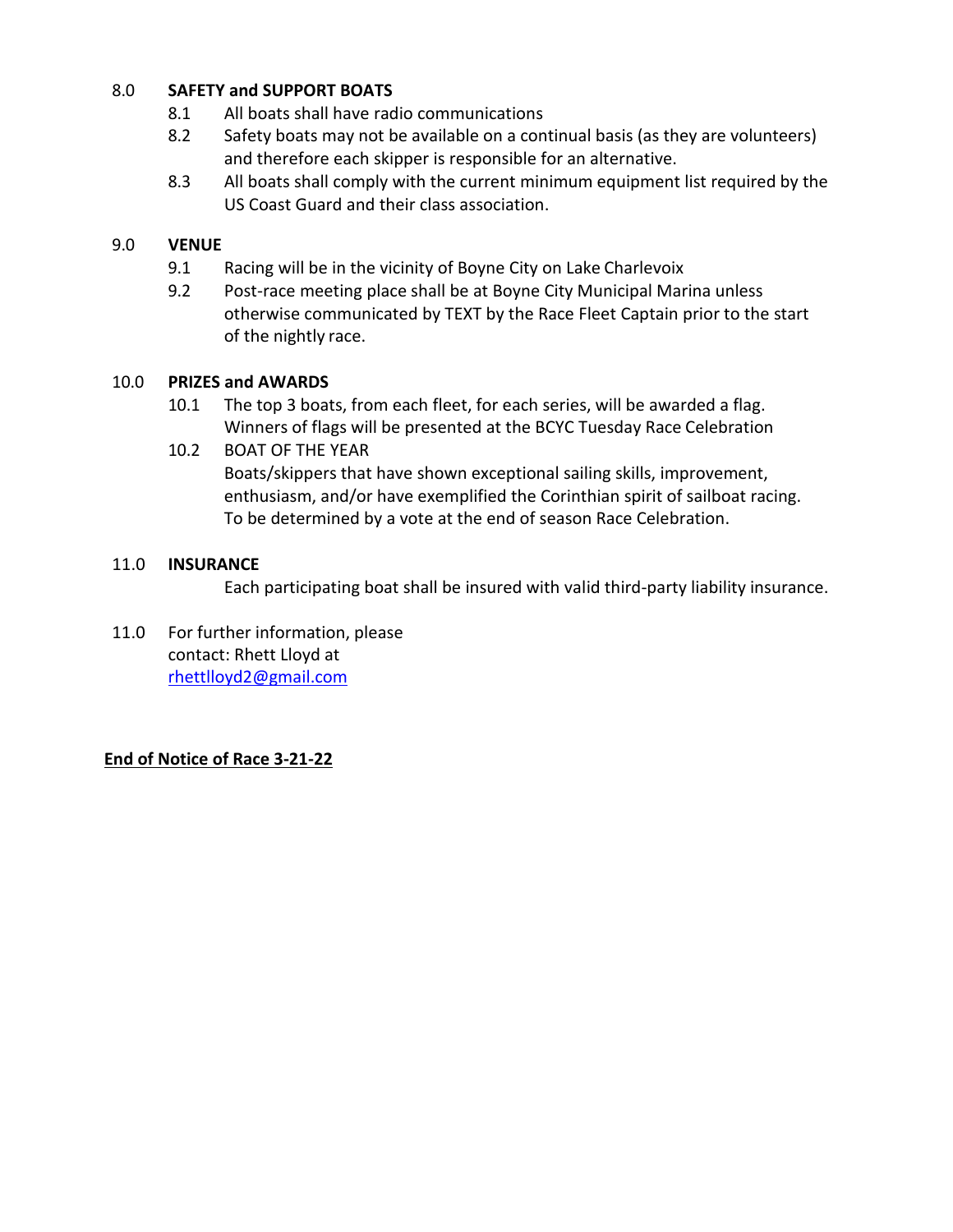8.0 **SAFETY and SUPPORT BOATS**

- 8.1 All boats shall have radio communications
- 8.2 Safety boats may not be available on a continual basis (as they are volunteers) and therefore each skipper is responsible for an alternative.
- 8.3 All boats shall comply with the current minimum equipment list required by the US Coast Guard and their class association.

9.0 **VENUE**

- 9.1 Racing will be in the vicinity of Boyne City on Lake Charlevoix
- 9.2 Post-race meeting place shall be at Boyne City Municipal Marina unless otherwise communicated by TEXT by the Race Fleet Captain prior to the start of the nightly race.

10.0 **PRIZES and AWARDS**

- 10.1 The top 3 boats, from each fleet, for each series, will be awarded a flag. Winners of flags will be presented at the BCYC Tuesday Race Celebration
- 10.2 BOAT OF THE YEAR
  Boats/skippers that have shown exceptional sailing skills, improvement, enthusiasm, and/or have exemplified the Corinthian spirit of sailboat racing. To be determined by a vote at the end of season Race Celebration.

11.0 **INSURANCE**

Each participating boat shall be insured with valid third-party liability insurance.

11.0 For further information, please contact: Rhett Lloyd at [rhettlloyd2@gmail.com](mailto:rhettlloyd2@gmail.com)

**<u>End of Notice of Race 3-21-22</u>**